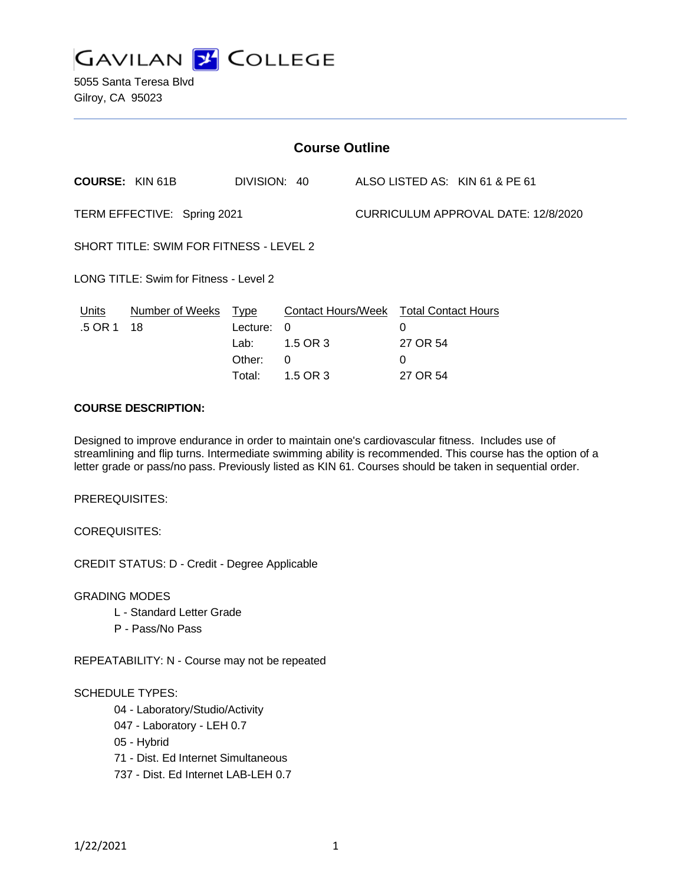# GAVILAN COLLEGE

5055 Santa Teresa Blvd
Gilroy, CA 95023

## Course Outline

**COURSE:** KIN 61B DIVISION: 40 ALSO LISTED AS: KIN 61 & PE 61

TERM EFFECTIVE: Spring 2021 CURRICULUM APPROVAL DATE: 12/8/2020

SHORT TITLE: SWIM FOR FITNESS - LEVEL 2

LONG TITLE: Swim for Fitness - Level 2

| Units | Number of Weeks | Type | Contact Hours/Week | Total Contact Hours |
|---|---|---|---|---|
| .5 OR 1 | 18 | Lecture: | 0 | 0 |
| | | Lab: | 1.5 OR 3 | 27 OR 54 |
| | | Other: | 0 | 0 |
| | | Total: | 1.5 OR 3 | 27 OR 54 |

**COURSE DESCRIPTION:**

Designed to improve endurance in order to maintain one's cardiovascular fitness. Includes use of streamlining and flip turns. Intermediate swimming ability is recommended. This course has the option of a letter grade or pass/no pass. Previously listed as KIN 61. Courses should be taken in sequential order.

PREREQUISITES:

COREQUISITES:

CREDIT STATUS: D - Credit - Degree Applicable

GRADING MODES

- L - Standard Letter Grade
- P - Pass/No Pass

REPEATABILITY: N - Course may not be repeated

SCHEDULE TYPES:

- 04 - Laboratory/Studio/Activity
- 047 - Laboratory - LEH 0.7
- 05 - Hybrid
- 71 - Dist. Ed Internet Simultaneous
- 737 - Dist. Ed Internet LAB-LEH 0.7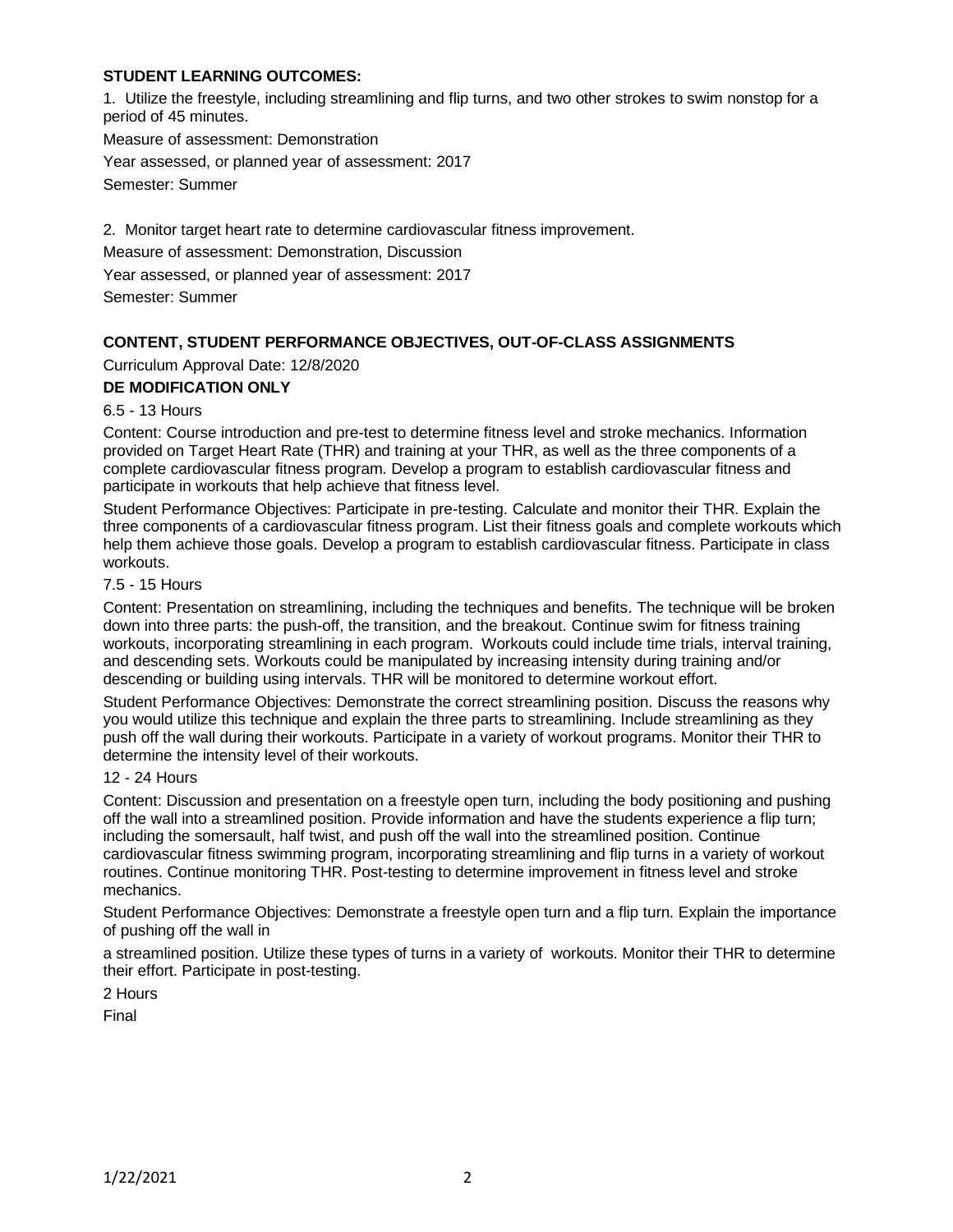**STUDENT LEARNING OUTCOMES:**

1. Utilize the freestyle, including streamlining and flip turns, and two other strokes to swim nonstop for a period of 45 minutes.

Measure of assessment: Demonstration

Year assessed, or planned year of assessment: 2017

Semester: Summer

2. Monitor target heart rate to determine cardiovascular fitness improvement.

Measure of assessment: Demonstration, Discussion

Year assessed, or planned year of assessment: 2017

Semester: Summer

**CONTENT, STUDENT PERFORMANCE OBJECTIVES, OUT-OF-CLASS ASSIGNMENTS**

Curriculum Approval Date: 12/8/2020

**DE MODIFICATION ONLY**

6.5 - 13 Hours

Content: Course introduction and pre-test to determine fitness level and stroke mechanics. Information provided on Target Heart Rate (THR) and training at your THR, as well as the three components of a complete cardiovascular fitness program. Develop a program to establish cardiovascular fitness and participate in workouts that help achieve that fitness level.

Student Performance Objectives: Participate in pre-testing. Calculate and monitor their THR. Explain the three components of a cardiovascular fitness program. List their fitness goals and complete workouts which help them achieve those goals. Develop a program to establish cardiovascular fitness. Participate in class workouts.

7.5 - 15 Hours

Content: Presentation on streamlining, including the techniques and benefits. The technique will be broken down into three parts: the push-off, the transition, and the breakout. Continue swim for fitness training workouts, incorporating streamlining in each program. Workouts could include time trials, interval training, and descending sets. Workouts could be manipulated by increasing intensity during training and/or descending or building using intervals. THR will be monitored to determine workout effort.

Student Performance Objectives: Demonstrate the correct streamlining position. Discuss the reasons why you would utilize this technique and explain the three parts to streamlining. Include streamlining as they push off the wall during their workouts. Participate in a variety of workout programs. Monitor their THR to determine the intensity level of their workouts.

12 - 24 Hours

Content: Discussion and presentation on a freestyle open turn, including the body positioning and pushing off the wall into a streamlined position. Provide information and have the students experience a flip turn; including the somersault, half twist, and push off the wall into the streamlined position. Continue cardiovascular fitness swimming program, incorporating streamlining and flip turns in a variety of workout routines. Continue monitoring THR. Post-testing to determine improvement in fitness level and stroke mechanics.

Student Performance Objectives: Demonstrate a freestyle open turn and a flip turn. Explain the importance of pushing off the wall in a streamlined position. Utilize these types of turns in a variety of workouts. Monitor their THR to determine their effort. Participate in post-testing.

2 Hours

Final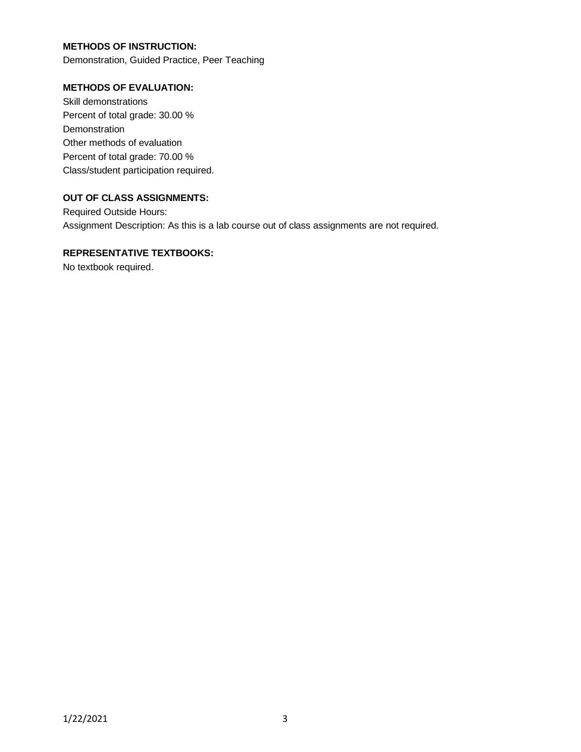**METHODS OF INSTRUCTION:**

Demonstration, Guided Practice, Peer Teaching

**METHODS OF EVALUATION:**

Skill demonstrations
Percent of total grade: 30.00 %
Demonstration
Other methods of evaluation
Percent of total grade: 70.00 %
Class/student participation required.

**OUT OF CLASS ASSIGNMENTS:**

Required Outside Hours:
Assignment Description: As this is a lab course out of class assignments are not required.

**REPRESENTATIVE TEXTBOOKS:**

No textbook required.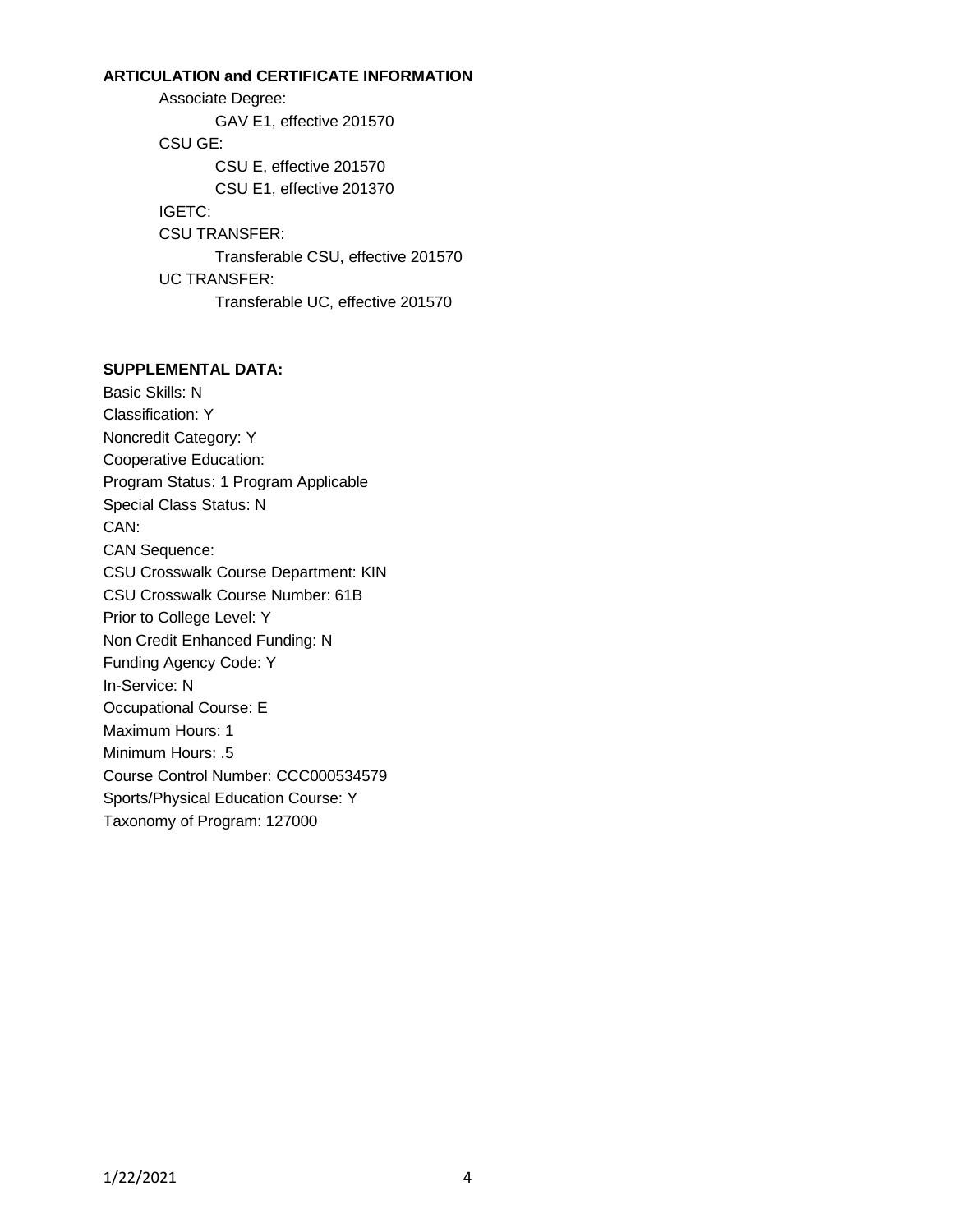**ARTICULATION and CERTIFICATE INFORMATION**

- Associate Degree:
  - GAV E1, effective 201570
- CSU GE:
  - CSU E, effective 201570
  - CSU E1, effective 201370
- IGETC:
- CSU TRANSFER:
  - Transferable CSU, effective 201570
- UC TRANSFER:
  - Transferable UC, effective 201570

**SUPPLEMENTAL DATA:**

Basic Skills: N  
Classification: Y  
Noncredit Category: Y  
Cooperative Education:  
Program Status: 1 Program Applicable  
Special Class Status: N  
CAN:  
CAN Sequence:  
CSU Crosswalk Course Department: KIN  
CSU Crosswalk Course Number: 61B  
Prior to College Level: Y  
Non Credit Enhanced Funding: N  
Funding Agency Code: Y  
In-Service: N  
Occupational Course: E  
Maximum Hours: 1  
Minimum Hours: .5  
Course Control Number: CCC000534579  
Sports/Physical Education Course: Y  
Taxonomy of Program: 127000